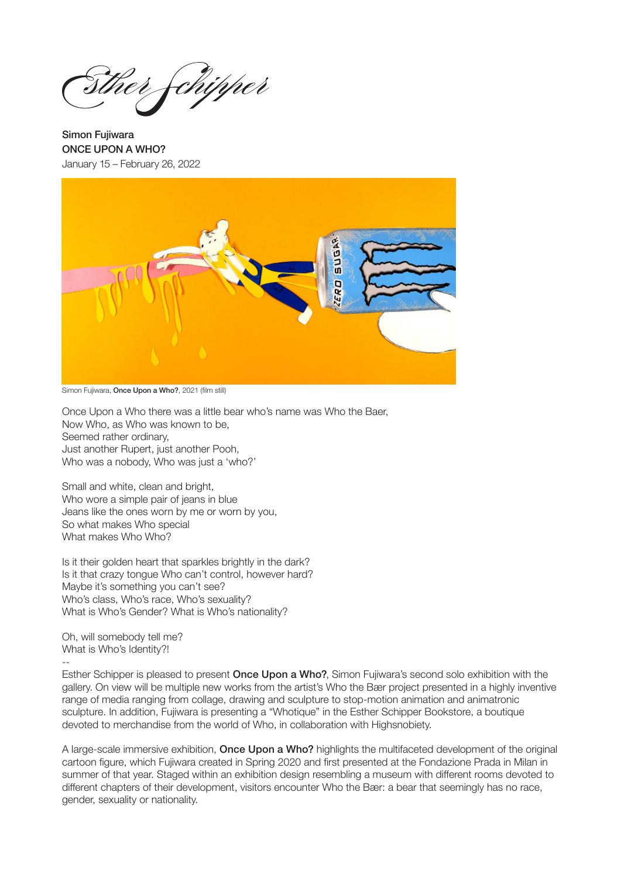Esther Schipper

**Simon Fujiwara**
**ONCE UPON A WHO?**
January 15 – February 26, 2022

Simon Fujiwara, **Once Upon a Who?**, 2021 (film still)

Once Upon a Who there was a little bear who's name was Who the Baer,
Now Who, as Who was known to be,
Seemed rather ordinary,
Just another Rupert, just another Pooh,
Who was a nobody, Who was just a 'who?'

Small and white, clean and bright,
Who wore a simple pair of jeans in blue
Jeans like the ones worn by me or worn by you,
So what makes Who special
What makes Who Who?

Is it their golden heart that sparkles brightly in the dark?
Is it that crazy tongue Who can't control, however hard?
Maybe it's something you can't see?
Who's class, Who's race, Who's sexuality?
What is Who's Gender? What is Who's nationality?

Oh, will somebody tell me?
What is Who's Identity?!

--

Esther Schipper is pleased to present **Once Upon a Who?**, Simon Fujiwara's second solo exhibition with the gallery. On view will be multiple new works from the artist's Who the Bær project presented in a highly inventive range of media ranging from collage, drawing and sculpture to stop-motion animation and animatronic sculpture. In addition, Fujiwara is presenting a "Whotique" in the Esther Schipper Bookstore, a boutique devoted to merchandise from the world of Who, in collaboration with Highsnobiety.

A large-scale immersive exhibition, **Once Upon a Who?** highlights the multifaceted development of the original cartoon figure, which Fujiwara created in Spring 2020 and first presented at the Fondazione Prada in Milan in summer of that year. Staged within an exhibition design resembling a museum with different rooms devoted to different chapters of their development, visitors encounter Who the Bær: a bear that seemingly has no race, gender, sexuality or nationality.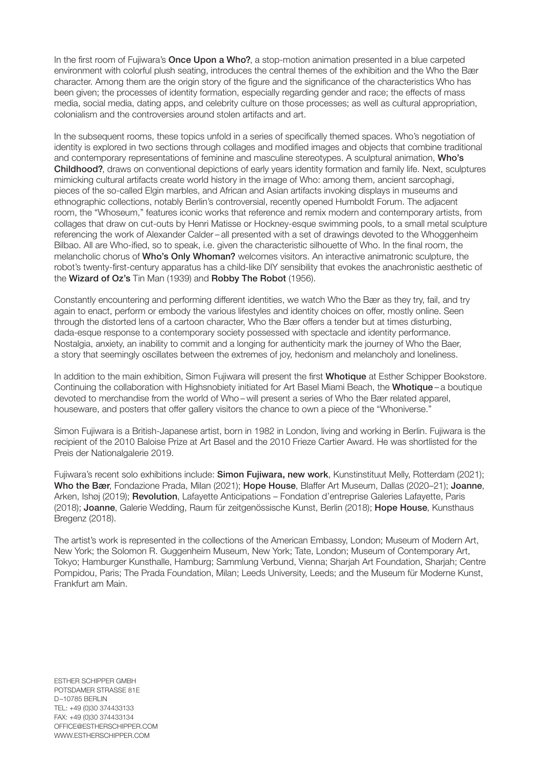In the first room of Fujiwara's **Once Upon a Who?**, a stop-motion animation presented in a blue carpeted environment with colorful plush seating, introduces the central themes of the exhibition and the Who the Bær character. Among them are the origin story of the figure and the significance of the characteristics Who has been given; the processes of identity formation, especially regarding gender and race; the effects of mass media, social media, dating apps, and celebrity culture on those processes; as well as cultural appropriation, colonialism and the controversies around stolen artifacts and art.

In the subsequent rooms, these topics unfold in a series of specifically themed spaces. Who's negotiation of identity is explored in two sections through collages and modified images and objects that combine traditional and contemporary representations of feminine and masculine stereotypes. A sculptural animation, **Who's Childhood?**, draws on conventional depictions of early years identity formation and family life. Next, sculptures mimicking cultural artifacts create world history in the image of Who: among them, ancient sarcophagi, pieces of the so-called Elgin marbles, and African and Asian artifacts invoking displays in museums and ethnographic collections, notably Berlin's controversial, recently opened Humboldt Forum. The adjacent room, the "Whoseum," features iconic works that reference and remix modern and contemporary artists, from collages that draw on cut-outs by Henri Matisse or Hockney-esque swimming pools, to a small metal sculpture referencing the work of Alexander Calder – all presented with a set of drawings devoted to the Whoggenheim Bilbao. All are Who-ified, so to speak, i.e. given the characteristic silhouette of Who. In the final room, the melancholic chorus of **Who's Only Whoman?** welcomes visitors. An interactive animatronic sculpture, the robot's twenty-first-century apparatus has a child-like DIY sensibility that evokes the anachronistic aesthetic of the **Wizard of Oz's** Tin Man (1939) and **Robby The Robot** (1956).

Constantly encountering and performing different identities, we watch Who the Bær as they try, fail, and try again to enact, perform or embody the various lifestyles and identity choices on offer, mostly online. Seen through the distorted lens of a cartoon character, Who the Bær offers a tender but at times disturbing, dada-esque response to a contemporary society possessed with spectacle and identity performance. Nostalgia, anxiety, an inability to commit and a longing for authenticity mark the journey of Who the Baer, a story that seemingly oscillates between the extremes of joy, hedonism and melancholy and loneliness.

In addition to the main exhibition, Simon Fujiwara will present the first **Whotique** at Esther Schipper Bookstore. Continuing the collaboration with Highsnobiety initiated for Art Basel Miami Beach, the **Whotique** – a boutique devoted to merchandise from the world of Who – will present a series of Who the Bær related apparel, houseware, and posters that offer gallery visitors the chance to own a piece of the "Whoniverse."

Simon Fujiwara is a British-Japanese artist, born in 1982 in London, living and working in Berlin. Fujiwara is the recipient of the 2010 Baloise Prize at Art Basel and the 2010 Frieze Cartier Award. He was shortlisted for the Preis der Nationalgalerie 2019.

Fujiwara's recent solo exhibitions include: **Simon Fujiwara, new work**, Kunstinstituut Melly, Rotterdam (2021); **Who the Bær**, Fondazione Prada, Milan (2021); **Hope House**, Blaffer Art Museum, Dallas (2020–21); **Joanne**, Arken, Ishøj (2019); **Revolution**, Lafayette Anticipations – Fondation d'entreprise Galeries Lafayette, Paris (2018); **Joanne**, Galerie Wedding, Raum für zeitgenössische Kunst, Berlin (2018); **Hope House**, Kunsthaus Bregenz (2018).

The artist's work is represented in the collections of the American Embassy, London; Museum of Modern Art, New York; the Solomon R. Guggenheim Museum, New York; Tate, London; Museum of Contemporary Art, Tokyo; Hamburger Kunsthalle, Hamburg; Sammlung Verbund, Vienna; Sharjah Art Foundation, Sharjah; Centre Pompidou, Paris; The Prada Foundation, Milan; Leeds University, Leeds; and the Museum für Moderne Kunst, Frankfurt am Main.

ESTHER SCHIPPER GMBH
POTSDAMER STRASSE 81E
D–10785 BERLIN
TEL: +49 (0)30 374433133
FAX: +49 (0)30 374433134
OFFICE@ESTHERSCHIPPER.COM
WWW.ESTHERSCHIPPER.COM